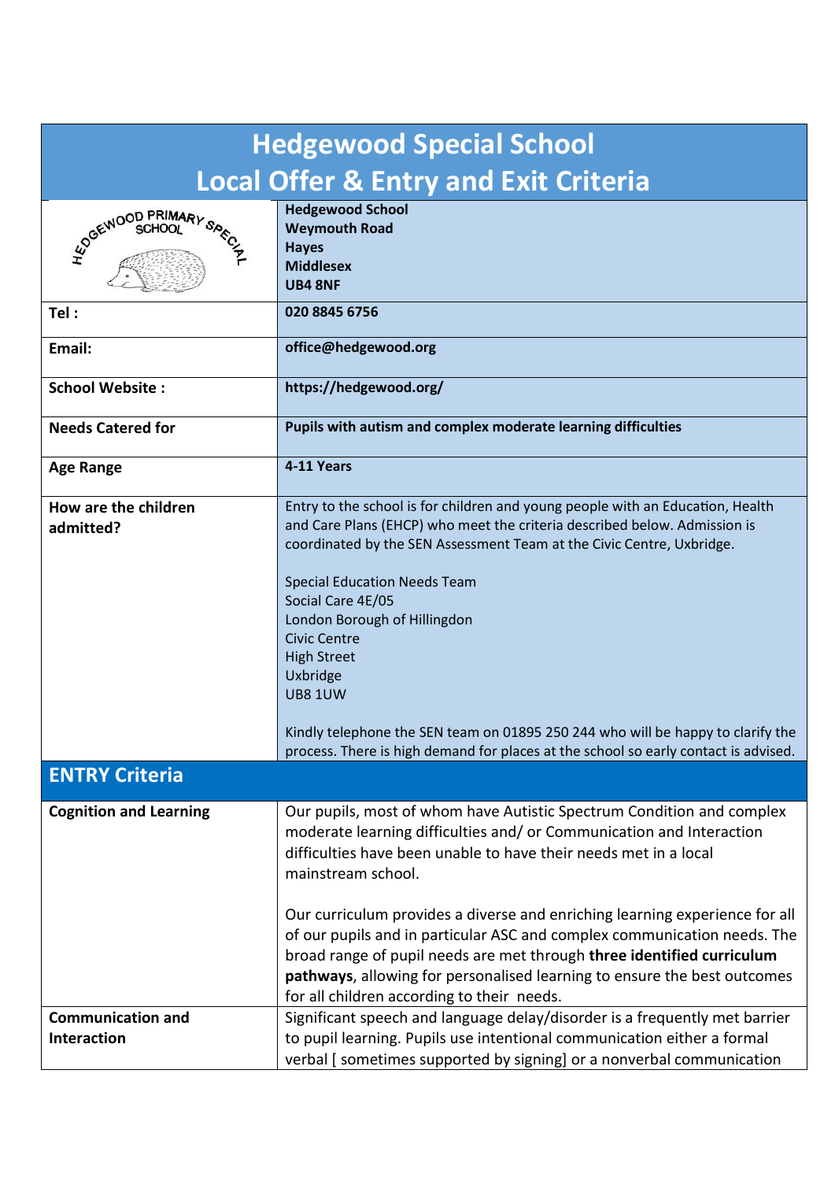# Hedgewood Special School
# Local Offer & Entry and Exit Criteria

| | |
|---|---|
| HEDGEWOOD PRIMARY SPECIAL SCHOOL | **Hedgewood School**<br>**Weymouth Road**<br>**Hayes**<br>**Middlesex**<br>**UB4 8NF** |
| **Tel :** | **020 8845 6756** |
| **Email:** | **office@hedgewood.org** |
| **School Website :** | **https://hedgewood.org/** |
| **Needs Catered for** | **Pupils with autism and complex moderate learning difficulties** |
| **Age Range** | **4-11 Years** |
| **How are the children admitted?** | Entry to the school is for children and young people with an Education, Health and Care Plans (EHCP) who meet the criteria described below. Admission is coordinated by the SEN Assessment Team at the Civic Centre, Uxbridge.<br><br>Special Education Needs Team<br>Social Care 4E/05<br>London Borough of Hillingdon<br>Civic Centre<br>High Street<br>Uxbridge<br>UB8 1UW<br><br>Kindly telephone the SEN team on 01895 250 244 who will be happy to clarify the process. There is high demand for places at the school so early contact is advised. |

## ENTRY Criteria

| | |
|---|---|
| **Cognition and Learning** | Our pupils, most of whom have Autistic Spectrum Condition and complex moderate learning difficulties and/ or Communication and Interaction difficulties have been unable to have their needs met in a local mainstream school.<br><br>Our curriculum provides a diverse and enriching learning experience for all of our pupils and in particular ASC and complex communication needs. The broad range of pupil needs are met through **three identified curriculum pathways**, allowing for personalised learning to ensure the best outcomes for all children according to their needs. |
| **Communication and Interaction** | Significant speech and language delay/disorder is a frequently met barrier to pupil learning. Pupils use intentional communication either a formal verbal [ sometimes supported by signing] or a nonverbal communication |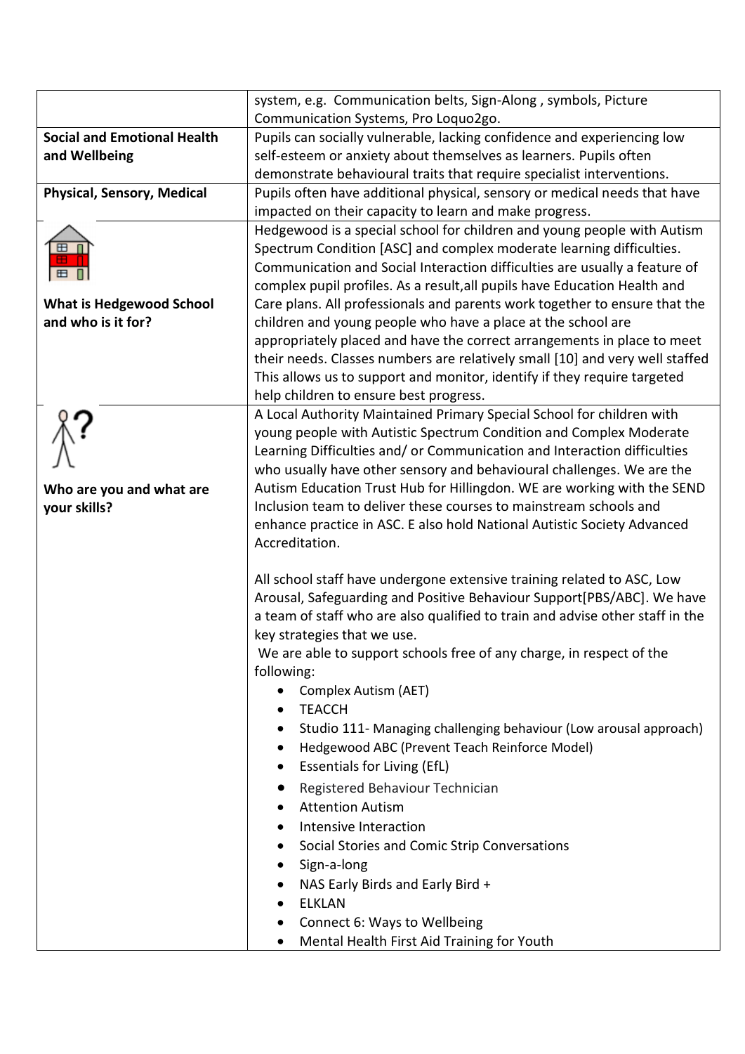| | |
|---|---|
| | system, e.g. Communication belts, Sign-Along , symbols, Picture Communication Systems, Pro Loquo2go. |
| **Social and Emotional Health and Wellbeing** | Pupils can socially vulnerable, lacking confidence and experiencing low self-esteem or anxiety about themselves as learners. Pupils often demonstrate behavioural traits that require specialist interventions. |
| **Physical, Sensory, Medical** | Pupils often have additional physical, sensory or medical needs that have impacted on their capacity to learn and make progress. |
| **What is Hedgewood School and who is it for?** | Hedgewood is a special school for children and young people with Autism Spectrum Condition [ASC] and complex moderate learning difficulties. Communication and Social Interaction difficulties are usually a feature of complex pupil profiles. As a result,all pupils have Education Health and Care plans. All professionals and parents work together to ensure that the children and young people who have a place at the school are appropriately placed and have the correct arrangements in place to meet their needs. Classes numbers are relatively small [10] and very well staffed This allows us to support and monitor, identify if they require targeted help children to ensure best progress. |
| **Who are you and what are your skills?** | A Local Authority Maintained Primary Special School for children with young people with Autistic Spectrum Condition and Complex Moderate Learning Difficulties and/ or Communication and Interaction difficulties who usually have other sensory and behavioural challenges. We are the Autism Education Trust Hub for Hillingdon. WE are working with the SEND Inclusion team to deliver these courses to mainstream schools and enhance practice in ASC. E also hold National Autistic Society Advanced Accreditation.<br><br>All school staff have undergone extensive training related to ASC, Low Arousal, Safeguarding and Positive Behaviour Support[PBS/ABC]. We have a team of staff who are also qualified to train and advise other staff in the key strategies that we use.<br>We are able to support schools free of any charge, in respect of the following:<br>• Complex Autism (AET)<br>• TEACCH<br>• Studio 111- Managing challenging behaviour (Low arousal approach)<br>• Hedgewood ABC (Prevent Teach Reinforce Model)<br>• Essentials for Living (EfL)<br>• Registered Behaviour Technician<br>• Attention Autism<br>• Intensive Interaction<br>• Social Stories and Comic Strip Conversations<br>• Sign-a-long<br>• NAS Early Birds and Early Bird +<br>• ELKLAN<br>• Connect 6: Ways to Wellbeing<br>• Mental Health First Aid Training for Youth |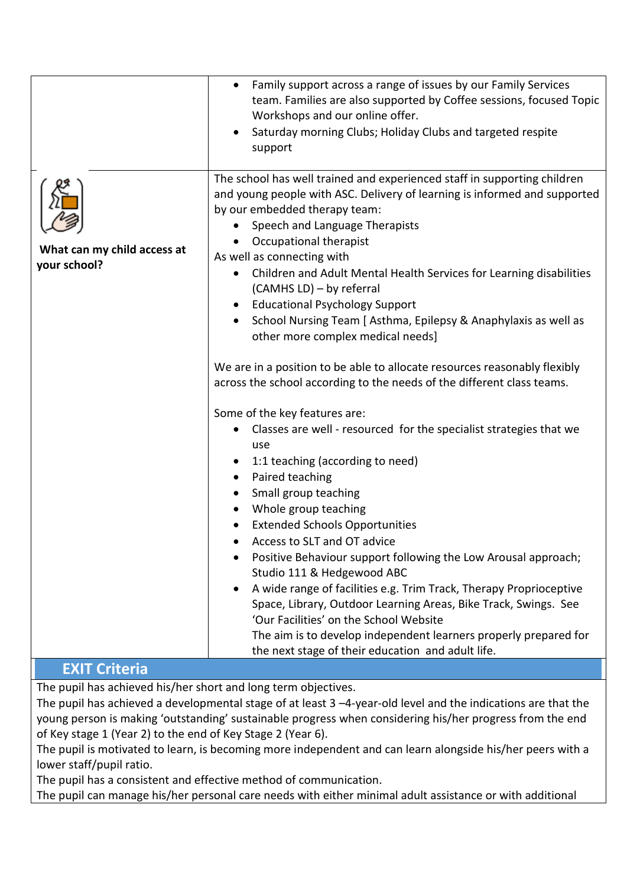| | |
|---|---|
| | • Family support across a range of issues by our Family Services team. Families are also supported by Coffee sessions, focused Topic Workshops and our online offer.<br>• Saturday morning Clubs; Holiday Clubs and targeted respite support |
| **What can my child access at your school?** | The school has well trained and experienced staff in supporting children and young people with ASC. Delivery of learning is informed and supported by our embedded therapy team:<br>• Speech and Language Therapists<br>• Occupational therapist<br>As well as connecting with<br>• Children and Adult Mental Health Services for Learning disabilities (CAMHS LD) – by referral<br>• Educational Psychology Support<br>• School Nursing Team [ Asthma, Epilepsy & Anaphylaxis as well as other more complex medical needs]<br><br>We are in a position to be able to allocate resources reasonably flexibly across the school according to the needs of the different class teams.<br><br>Some of the key features are:<br>• Classes are well - resourced for the specialist strategies that we use<br>• 1:1 teaching (according to need)<br>• Paired teaching<br>• Small group teaching<br>• Whole group teaching<br>• Extended Schools Opportunities<br>• Access to SLT and OT advice<br>• Positive Behaviour support following the Low Arousal approach; Studio 111 & Hedgewood ABC<br>• A wide range of facilities e.g. Trim Track, Therapy Proprioceptive Space, Library, Outdoor Learning Areas, Bike Track, Swings. See 'Our Facilities' on the School Website<br>The aim is to develop independent learners properly prepared for the next stage of their education and adult life. |

## EXIT Criteria

The pupil has achieved his/her short and long term objectives.

The pupil has achieved a developmental stage of at least 3 –4-year-old level and the indications are that the young person is making 'outstanding' sustainable progress when considering his/her progress from the end of Key stage 1 (Year 2) to the end of Key Stage 2 (Year 6).

The pupil is motivated to learn, is becoming more independent and can learn alongside his/her peers with a lower staff/pupil ratio.

The pupil has a consistent and effective method of communication.

The pupil can manage his/her personal care needs with either minimal adult assistance or with additional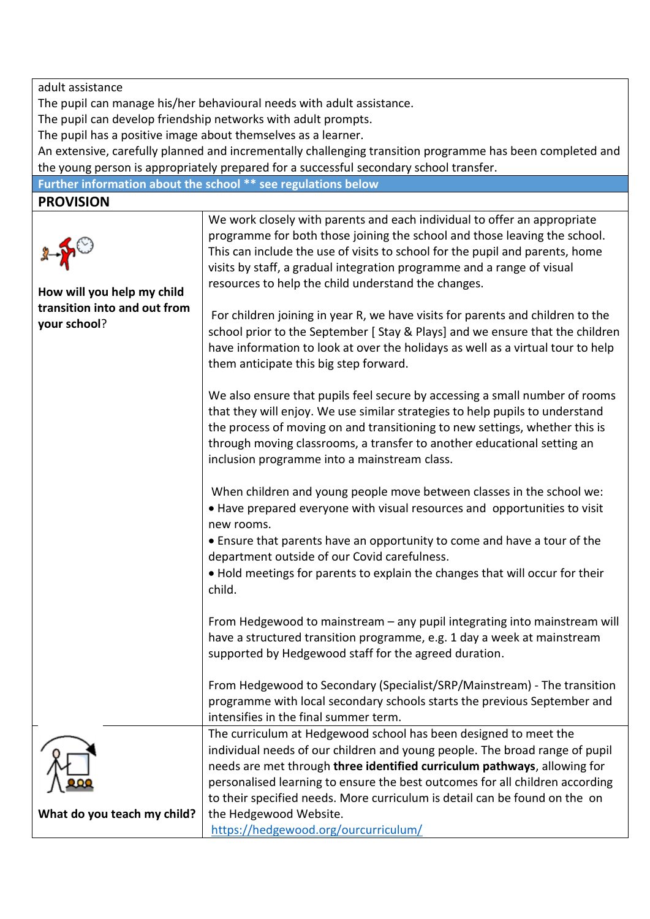adult assistance
The pupil can manage his/her behavioural needs with adult assistance.
The pupil can develop friendship networks with adult prompts.
The pupil has a positive image about themselves as a learner.
An extensive, carefully planned and incrementally challenging transition programme has been completed and the young person is appropriately prepared for a successful secondary school transfer.

**Further information about the school ** see regulations below**

## PROVISION

| | |
|---|---|
| **How will you help my child transition into and out from your school**? | We work closely with parents and each individual to offer an appropriate programme for both those joining the school and those leaving the school. This can include the use of visits to school for the pupil and parents, home visits by staff, a gradual integration programme and a range of visual resources to help the child understand the changes.<br><br>For children joining in year R, we have visits for parents and children to the school prior to the September [ Stay & Plays] and we ensure that the children have information to look at over the holidays as well as a virtual tour to help them anticipate this big step forward.<br><br>We also ensure that pupils feel secure by accessing a small number of rooms that they will enjoy. We use similar strategies to help pupils to understand the process of moving on and transitioning to new settings, whether this is through moving classrooms, a transfer to another educational setting an inclusion programme into a mainstream class.<br><br>When children and young people move between classes in the school we:<br>• Have prepared everyone with visual resources and opportunities to visit new rooms.<br>• Ensure that parents have an opportunity to come and have a tour of the department outside of our Covid carefulness.<br>• Hold meetings for parents to explain the changes that will occur for their child.<br><br>From Hedgewood to mainstream – any pupil integrating into mainstream will have a structured transition programme, e.g. 1 day a week at mainstream supported by Hedgewood staff for the agreed duration.<br><br>From Hedgewood to Secondary (Specialist/SRP/Mainstream) - The transition programme with local secondary schools starts the previous September and intensifies in the final summer term. |
| **What do you teach my child?** | The curriculum at Hedgewood school has been designed to meet the individual needs of our children and young people. The broad range of pupil needs are met through **three identified curriculum pathways**, allowing for personalised learning to ensure the best outcomes for all children according to their specified needs. More curriculum is detail can be found on the on the Hedgewood Website.<br>https://hedgewood.org/ourcurriculum/ |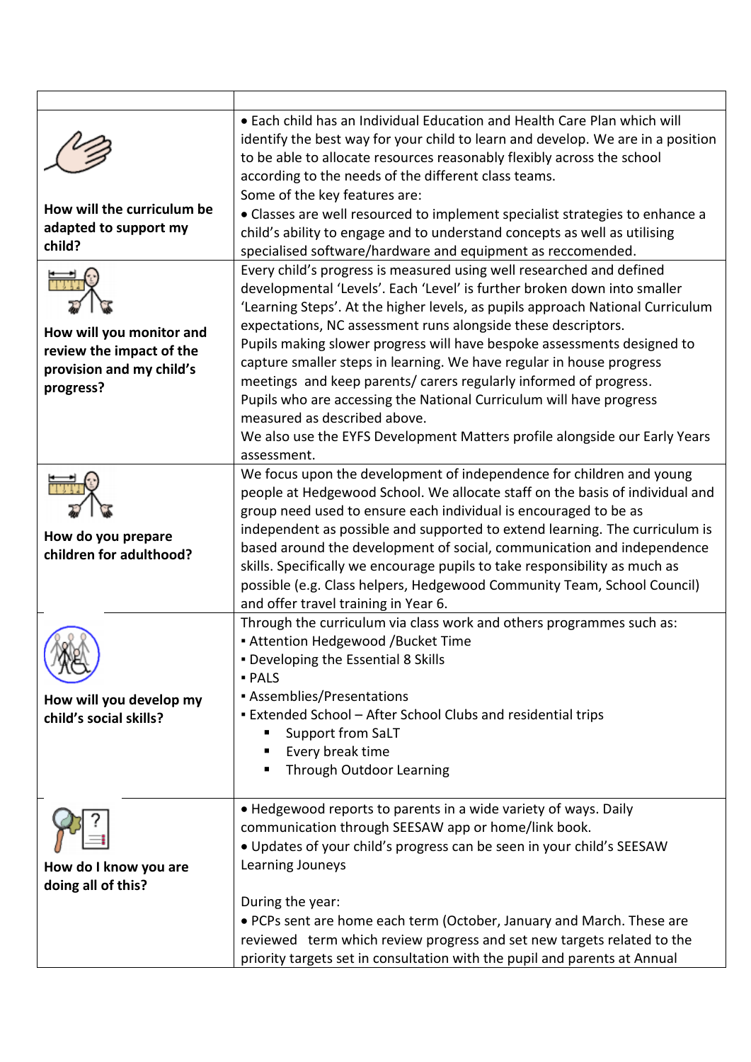| | |
|---|---|
| **How will the curriculum be adapted to support my child?** | • Each child has an Individual Education and Health Care Plan which will identify the best way for your child to learn and develop. We are in a position to be able to allocate resources reasonably flexibly across the school according to the needs of the different class teams.<br>Some of the key features are:<br>• Classes are well resourced to implement specialist strategies to enhance a child's ability to engage and to understand concepts as well as utilising specialised software/hardware and equipment as reccomended. |
| **How will you monitor and review the impact of the provision and my child's progress?** | Every child's progress is measured using well researched and defined developmental 'Levels'. Each 'Level' is further broken down into smaller 'Learning Steps'. At the higher levels, as pupils approach National Curriculum expectations, NC assessment runs alongside these descriptors.<br>Pupils making slower progress will have bespoke assessments designed to capture smaller steps in learning. We have regular in house progress meetings and keep parents/ carers regularly informed of progress.<br>Pupils who are accessing the National Curriculum will have progress measured as described above.<br>We also use the EYFS Development Matters profile alongside our Early Years assessment. |
| **How do you prepare children for adulthood?** | We focus upon the development of independence for children and young people at Hedgewood School. We allocate staff on the basis of individual and group need used to ensure each individual is encouraged to be as independent as possible and supported to extend learning. The curriculum is based around the development of social, communication and independence skills. Specifically we encourage pupils to take responsibility as much as possible (e.g. Class helpers, Hedgewood Community Team, School Council) and offer travel training in Year 6. |
| **How will you develop my child's social skills?** | Through the curriculum via class work and others programmes such as:<br>▪ Attention Hedgewood /Bucket Time<br>▪ Developing the Essential 8 Skills<br>▪ PALS<br>▪ Assemblies/Presentations<br>▪ Extended School – After School Clubs and residential trips<br>▪ Support from SaLT<br>▪ Every break time<br>▪ Through Outdoor Learning |
| **How do I know you are doing all of this?** | • Hedgewood reports to parents in a wide variety of ways. Daily communication through SEESAW app or home/link book.<br>• Updates of your child's progress can be seen in your child's SEESAW Learning Jouneys<br><br>During the year:<br>• PCPs sent are home each term (October, January and March. These are reviewed term which review progress and set new targets related to the priority targets set in consultation with the pupil and parents at Annual |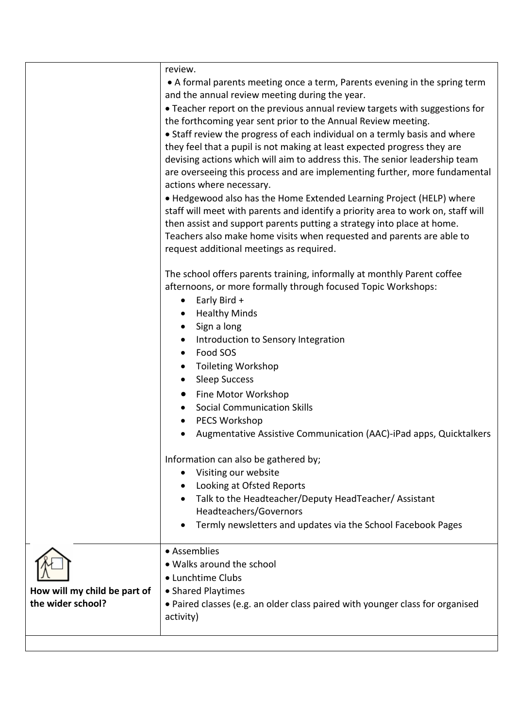| | |
|---|---|
| | review.<br>• A formal parents meeting once a term, Parents evening in the spring term and the annual review meeting during the year.<br>• Teacher report on the previous annual review targets with suggestions for the forthcoming year sent prior to the Annual Review meeting.<br>• Staff review the progress of each individual on a termly basis and where they feel that a pupil is not making at least expected progress they are devising actions which will aim to address this. The senior leadership team are overseeing this process and are implementing further, more fundamental actions where necessary.<br>• Hedgewood also has the Home Extended Learning Project (HELP) where staff will meet with parents and identify a priority area to work on, staff will then assist and support parents putting a strategy into place at home. Teachers also make home visits when requested and parents are able to request additional meetings as required.<br><br>The school offers parents training, informally at monthly Parent coffee afternoons, or more formally through focused Topic Workshops:<br>• Early Bird +<br>• Healthy Minds<br>• Sign a long<br>• Introduction to Sensory Integration<br>• Food SOS<br>• Toileting Workshop<br>• Sleep Success<br>• Fine Motor Workshop<br>• Social Communication Skills<br>• PECS Workshop<br>• Augmentative Assistive Communication (AAC)-iPad apps, Quicktalkers<br><br>Information can also be gathered by;<br>• Visiting our website<br>• Looking at Ofsted Reports<br>• Talk to the Headteacher/Deputy HeadTeacher/ Assistant Headteachers/Governors<br>• Termly newsletters and updates via the School Facebook Pages |
| **How will my child be part of the wider school?** | • Assemblies<br>• Walks around the school<br>• Lunchtime Clubs<br>• Shared Playtimes<br>• Paired classes (e.g. an older class paired with younger class for organised activity) |
| | |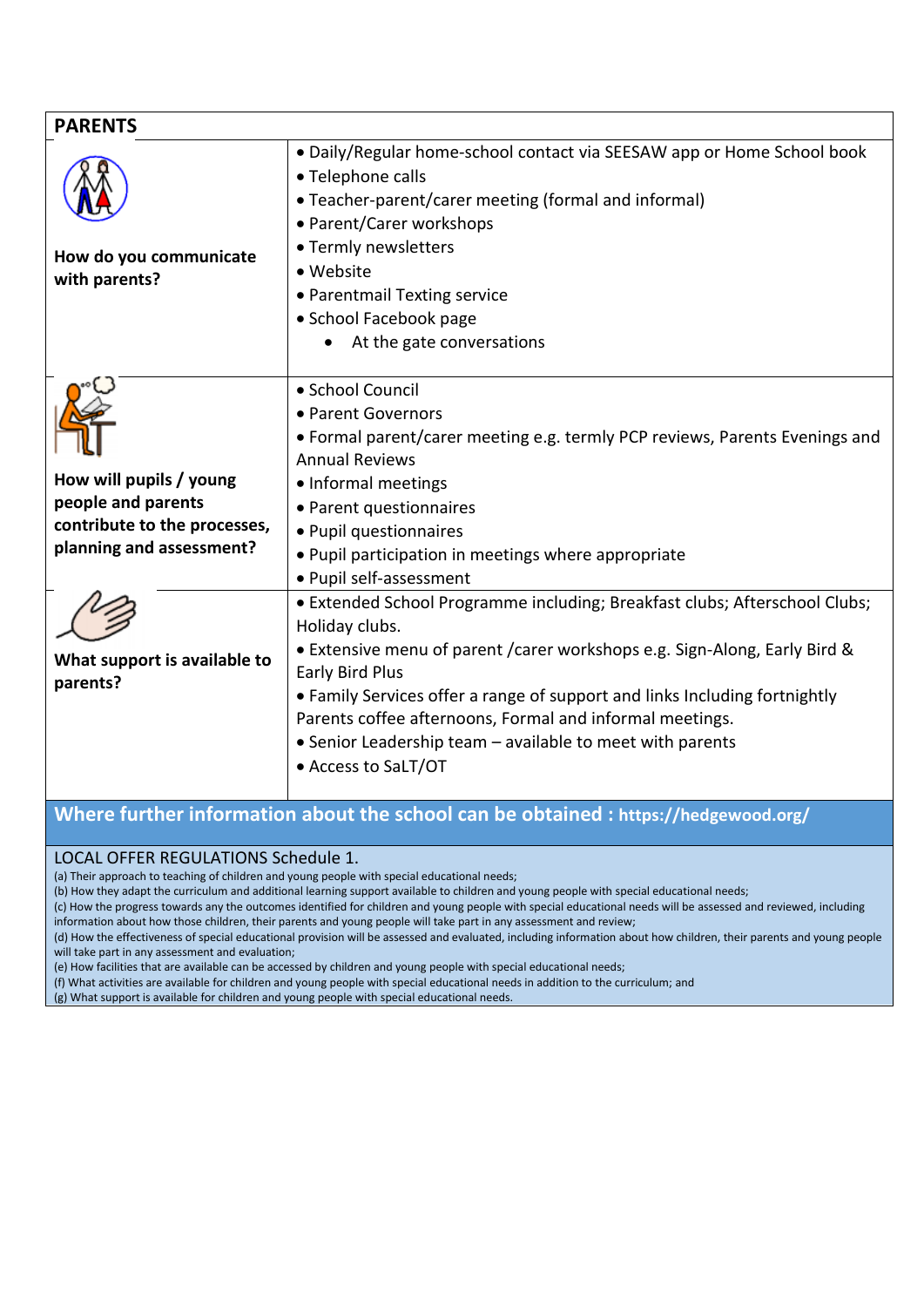| PARENTS | |
|---|---|
| **How do you communicate with parents?** | • Daily/Regular home-school contact via SEESAW app or Home School book<br>• Telephone calls<br>• Teacher-parent/carer meeting (formal and informal)<br>• Parent/Carer workshops<br>• Termly newsletters<br>• Website<br>• Parentmail Texting service<br>• School Facebook page<br>• At the gate conversations |
| **How will pupils / young people and parents contribute to the processes, planning and assessment?** | • School Council<br>• Parent Governors<br>• Formal parent/carer meeting e.g. termly PCP reviews, Parents Evenings and Annual Reviews<br>• Informal meetings<br>• Parent questionnaires<br>• Pupil questionnaires<br>• Pupil participation in meetings where appropriate<br>• Pupil self-assessment |
| **What support is available to parents?** | • Extended School Programme including; Breakfast clubs; Afterschool Clubs; Holiday clubs.<br>• Extensive menu of parent /carer workshops e.g. Sign-Along, Early Bird & Early Bird Plus<br>• Family Services offer a range of support and links Including fortnightly Parents coffee afternoons, Formal and informal meetings.<br>• Senior Leadership team – available to meet with parents<br>• Access to SaLT/OT |

**Where further information about the school can be obtained : https://hedgewood.org/**

LOCAL OFFER REGULATIONS Schedule 1.

(a) Their approach to teaching of children and young people with special educational needs;
(b) How they adapt the curriculum and additional learning support available to children and young people with special educational needs;
(c) How the progress towards any the outcomes identified for children and young people with special educational needs will be assessed and reviewed, including information about how those children, their parents and young people will take part in any assessment and review;
(d) How the effectiveness of special educational provision will be assessed and evaluated, including information about how children, their parents and young people will take part in any assessment and evaluation;
(e) How facilities that are available can be accessed by children and young people with special educational needs;
(f) What activities are available for children and young people with special educational needs in addition to the curriculum; and
(g) What support is available for children and young people with special educational needs.